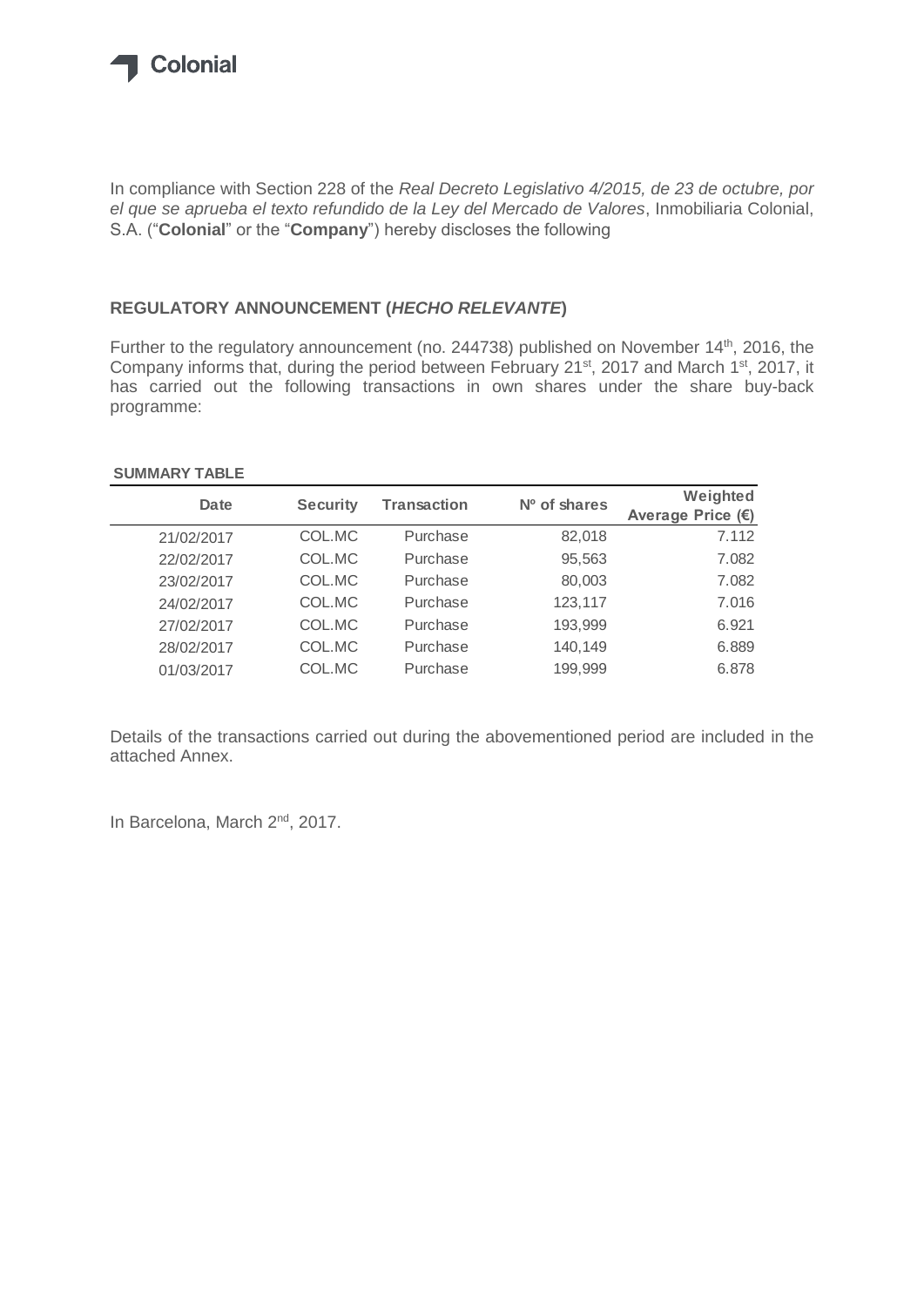Colonial

In compliance with Section 228 of the *Real Decreto Legislativo 4/2015, de 23 de octubre, por el que se aprueba el texto refundido de la Ley del Mercado de Valores*, Inmobiliaria Colonial, S.A. ("**Colonial**" or the "**Company**") hereby discloses the following

## REGULATORY ANNOUNCEMENT (*HECHO RELEVANTE*)

Further to the regulatory announcement (no. 244738) published on November 14th, 2016, the Company informs that, during the period between February 21st, 2017 and March 1st, 2017, it has carried out the following transactions in own shares under the share buy-back programme:

**SUMMARY TABLE**

| Date | Security | Transaction | Nº of shares | Weighted Average Price (€) |
|---|---|---|---|---|
| 21/02/2017 | COL.MC | Purchase | 82,018 | 7.112 |
| 22/02/2017 | COL.MC | Purchase | 95,563 | 7.082 |
| 23/02/2017 | COL.MC | Purchase | 80,003 | 7.082 |
| 24/02/2017 | COL.MC | Purchase | 123,117 | 7.016 |
| 27/02/2017 | COL.MC | Purchase | 193,999 | 6.921 |
| 28/02/2017 | COL.MC | Purchase | 140,149 | 6.889 |
| 01/03/2017 | COL.MC | Purchase | 199,999 | 6.878 |

Details of the transactions carried out during the abovementioned period are included in the attached Annex.

In Barcelona, March 2nd, 2017.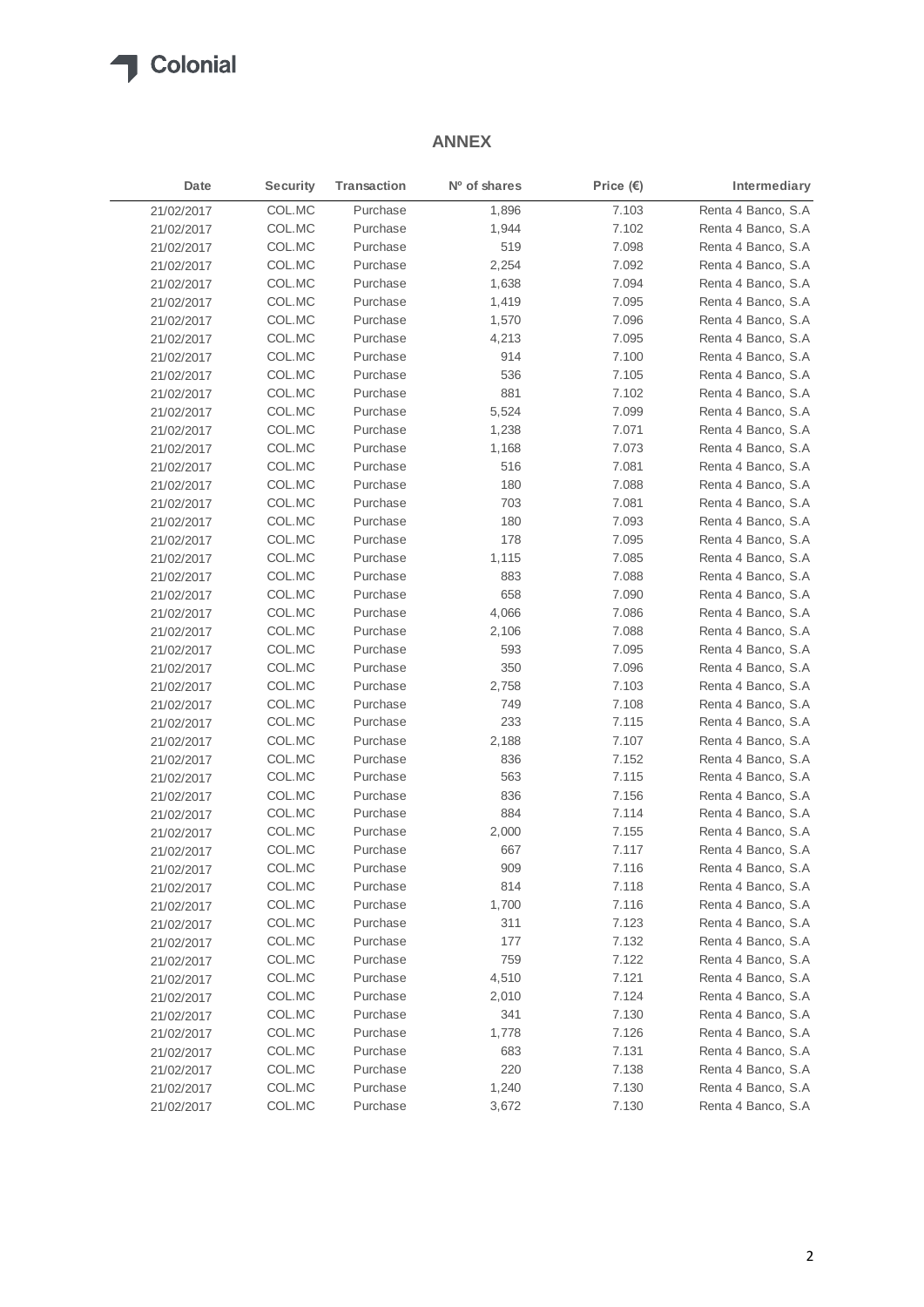## ANNEX

| Date | Security | Transaction | Nº of shares | Price (€) | Intermediary |
|---|---|---|---|---|---|
| 21/02/2017 | COL.MC | Purchase | 1,896 | 7.103 | Renta 4 Banco, S.A |
| 21/02/2017 | COL.MC | Purchase | 1,944 | 7.102 | Renta 4 Banco, S.A |
| 21/02/2017 | COL.MC | Purchase | 519 | 7.098 | Renta 4 Banco, S.A |
| 21/02/2017 | COL.MC | Purchase | 2,254 | 7.092 | Renta 4 Banco, S.A |
| 21/02/2017 | COL.MC | Purchase | 1,638 | 7.094 | Renta 4 Banco, S.A |
| 21/02/2017 | COL.MC | Purchase | 1,419 | 7.095 | Renta 4 Banco, S.A |
| 21/02/2017 | COL.MC | Purchase | 1,570 | 7.096 | Renta 4 Banco, S.A |
| 21/02/2017 | COL.MC | Purchase | 4,213 | 7.095 | Renta 4 Banco, S.A |
| 21/02/2017 | COL.MC | Purchase | 914 | 7.100 | Renta 4 Banco, S.A |
| 21/02/2017 | COL.MC | Purchase | 536 | 7.105 | Renta 4 Banco, S.A |
| 21/02/2017 | COL.MC | Purchase | 881 | 7.102 | Renta 4 Banco, S.A |
| 21/02/2017 | COL.MC | Purchase | 5,524 | 7.099 | Renta 4 Banco, S.A |
| 21/02/2017 | COL.MC | Purchase | 1,238 | 7.071 | Renta 4 Banco, S.A |
| 21/02/2017 | COL.MC | Purchase | 1,168 | 7.073 | Renta 4 Banco, S.A |
| 21/02/2017 | COL.MC | Purchase | 516 | 7.081 | Renta 4 Banco, S.A |
| 21/02/2017 | COL.MC | Purchase | 180 | 7.088 | Renta 4 Banco, S.A |
| 21/02/2017 | COL.MC | Purchase | 703 | 7.081 | Renta 4 Banco, S.A |
| 21/02/2017 | COL.MC | Purchase | 180 | 7.093 | Renta 4 Banco, S.A |
| 21/02/2017 | COL.MC | Purchase | 178 | 7.095 | Renta 4 Banco, S.A |
| 21/02/2017 | COL.MC | Purchase | 1,115 | 7.085 | Renta 4 Banco, S.A |
| 21/02/2017 | COL.MC | Purchase | 883 | 7.088 | Renta 4 Banco, S.A |
| 21/02/2017 | COL.MC | Purchase | 658 | 7.090 | Renta 4 Banco, S.A |
| 21/02/2017 | COL.MC | Purchase | 4,066 | 7.086 | Renta 4 Banco, S.A |
| 21/02/2017 | COL.MC | Purchase | 2,106 | 7.088 | Renta 4 Banco, S.A |
| 21/02/2017 | COL.MC | Purchase | 593 | 7.095 | Renta 4 Banco, S.A |
| 21/02/2017 | COL.MC | Purchase | 350 | 7.096 | Renta 4 Banco, S.A |
| 21/02/2017 | COL.MC | Purchase | 2,758 | 7.103 | Renta 4 Banco, S.A |
| 21/02/2017 | COL.MC | Purchase | 749 | 7.108 | Renta 4 Banco, S.A |
| 21/02/2017 | COL.MC | Purchase | 233 | 7.115 | Renta 4 Banco, S.A |
| 21/02/2017 | COL.MC | Purchase | 2,188 | 7.107 | Renta 4 Banco, S.A |
| 21/02/2017 | COL.MC | Purchase | 836 | 7.152 | Renta 4 Banco, S.A |
| 21/02/2017 | COL.MC | Purchase | 563 | 7.115 | Renta 4 Banco, S.A |
| 21/02/2017 | COL.MC | Purchase | 836 | 7.156 | Renta 4 Banco, S.A |
| 21/02/2017 | COL.MC | Purchase | 884 | 7.114 | Renta 4 Banco, S.A |
| 21/02/2017 | COL.MC | Purchase | 2,000 | 7.155 | Renta 4 Banco, S.A |
| 21/02/2017 | COL.MC | Purchase | 667 | 7.117 | Renta 4 Banco, S.A |
| 21/02/2017 | COL.MC | Purchase | 909 | 7.116 | Renta 4 Banco, S.A |
| 21/02/2017 | COL.MC | Purchase | 814 | 7.118 | Renta 4 Banco, S.A |
| 21/02/2017 | COL.MC | Purchase | 1,700 | 7.116 | Renta 4 Banco, S.A |
| 21/02/2017 | COL.MC | Purchase | 311 | 7.123 | Renta 4 Banco, S.A |
| 21/02/2017 | COL.MC | Purchase | 177 | 7.132 | Renta 4 Banco, S.A |
| 21/02/2017 | COL.MC | Purchase | 759 | 7.122 | Renta 4 Banco, S.A |
| 21/02/2017 | COL.MC | Purchase | 4,510 | 7.121 | Renta 4 Banco, S.A |
| 21/02/2017 | COL.MC | Purchase | 2,010 | 7.124 | Renta 4 Banco, S.A |
| 21/02/2017 | COL.MC | Purchase | 341 | 7.130 | Renta 4 Banco, S.A |
| 21/02/2017 | COL.MC | Purchase | 1,778 | 7.126 | Renta 4 Banco, S.A |
| 21/02/2017 | COL.MC | Purchase | 683 | 7.131 | Renta 4 Banco, S.A |
| 21/02/2017 | COL.MC | Purchase | 220 | 7.138 | Renta 4 Banco, S.A |
| 21/02/2017 | COL.MC | Purchase | 1,240 | 7.130 | Renta 4 Banco, S.A |
| 21/02/2017 | COL.MC | Purchase | 3,672 | 7.130 | Renta 4 Banco, S.A |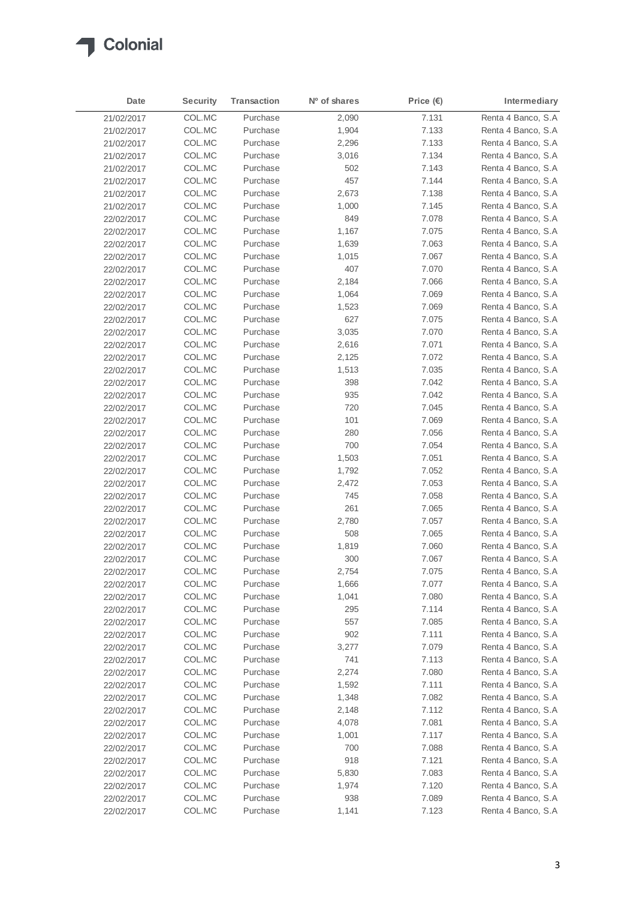| Date | Security | Transaction | Nº of shares | Price (€) | Intermediary |
|---|---|---|---|---|---|
| 21/02/2017 | COL.MC | Purchase | 2,090 | 7.131 | Renta 4 Banco, S.A |
| 21/02/2017 | COL.MC | Purchase | 1,904 | 7.133 | Renta 4 Banco, S.A |
| 21/02/2017 | COL.MC | Purchase | 2,296 | 7.133 | Renta 4 Banco, S.A |
| 21/02/2017 | COL.MC | Purchase | 3,016 | 7.134 | Renta 4 Banco, S.A |
| 21/02/2017 | COL.MC | Purchase | 502 | 7.143 | Renta 4 Banco, S.A |
| 21/02/2017 | COL.MC | Purchase | 457 | 7.144 | Renta 4 Banco, S.A |
| 21/02/2017 | COL.MC | Purchase | 2,673 | 7.138 | Renta 4 Banco, S.A |
| 21/02/2017 | COL.MC | Purchase | 1,000 | 7.145 | Renta 4 Banco, S.A |
| 22/02/2017 | COL.MC | Purchase | 849 | 7.078 | Renta 4 Banco, S.A |
| 22/02/2017 | COL.MC | Purchase | 1,167 | 7.075 | Renta 4 Banco, S.A |
| 22/02/2017 | COL.MC | Purchase | 1,639 | 7.063 | Renta 4 Banco, S.A |
| 22/02/2017 | COL.MC | Purchase | 1,015 | 7.067 | Renta 4 Banco, S.A |
| 22/02/2017 | COL.MC | Purchase | 407 | 7.070 | Renta 4 Banco, S.A |
| 22/02/2017 | COL.MC | Purchase | 2,184 | 7.066 | Renta 4 Banco, S.A |
| 22/02/2017 | COL.MC | Purchase | 1,064 | 7.069 | Renta 4 Banco, S.A |
| 22/02/2017 | COL.MC | Purchase | 1,523 | 7.069 | Renta 4 Banco, S.A |
| 22/02/2017 | COL.MC | Purchase | 627 | 7.075 | Renta 4 Banco, S.A |
| 22/02/2017 | COL.MC | Purchase | 3,035 | 7.070 | Renta 4 Banco, S.A |
| 22/02/2017 | COL.MC | Purchase | 2,616 | 7.071 | Renta 4 Banco, S.A |
| 22/02/2017 | COL.MC | Purchase | 2,125 | 7.072 | Renta 4 Banco, S.A |
| 22/02/2017 | COL.MC | Purchase | 1,513 | 7.035 | Renta 4 Banco, S.A |
| 22/02/2017 | COL.MC | Purchase | 398 | 7.042 | Renta 4 Banco, S.A |
| 22/02/2017 | COL.MC | Purchase | 935 | 7.042 | Renta 4 Banco, S.A |
| 22/02/2017 | COL.MC | Purchase | 720 | 7.045 | Renta 4 Banco, S.A |
| 22/02/2017 | COL.MC | Purchase | 101 | 7.069 | Renta 4 Banco, S.A |
| 22/02/2017 | COL.MC | Purchase | 280 | 7.056 | Renta 4 Banco, S.A |
| 22/02/2017 | COL.MC | Purchase | 700 | 7.054 | Renta 4 Banco, S.A |
| 22/02/2017 | COL.MC | Purchase | 1,503 | 7.051 | Renta 4 Banco, S.A |
| 22/02/2017 | COL.MC | Purchase | 1,792 | 7.052 | Renta 4 Banco, S.A |
| 22/02/2017 | COL.MC | Purchase | 2,472 | 7.053 | Renta 4 Banco, S.A |
| 22/02/2017 | COL.MC | Purchase | 745 | 7.058 | Renta 4 Banco, S.A |
| 22/02/2017 | COL.MC | Purchase | 261 | 7.065 | Renta 4 Banco, S.A |
| 22/02/2017 | COL.MC | Purchase | 2,780 | 7.057 | Renta 4 Banco, S.A |
| 22/02/2017 | COL.MC | Purchase | 508 | 7.065 | Renta 4 Banco, S.A |
| 22/02/2017 | COL.MC | Purchase | 1,819 | 7.060 | Renta 4 Banco, S.A |
| 22/02/2017 | COL.MC | Purchase | 300 | 7.067 | Renta 4 Banco, S.A |
| 22/02/2017 | COL.MC | Purchase | 2,754 | 7.075 | Renta 4 Banco, S.A |
| 22/02/2017 | COL.MC | Purchase | 1,666 | 7.077 | Renta 4 Banco, S.A |
| 22/02/2017 | COL.MC | Purchase | 1,041 | 7.080 | Renta 4 Banco, S.A |
| 22/02/2017 | COL.MC | Purchase | 295 | 7.114 | Renta 4 Banco, S.A |
| 22/02/2017 | COL.MC | Purchase | 557 | 7.085 | Renta 4 Banco, S.A |
| 22/02/2017 | COL.MC | Purchase | 902 | 7.111 | Renta 4 Banco, S.A |
| 22/02/2017 | COL.MC | Purchase | 3,277 | 7.079 | Renta 4 Banco, S.A |
| 22/02/2017 | COL.MC | Purchase | 741 | 7.113 | Renta 4 Banco, S.A |
| 22/02/2017 | COL.MC | Purchase | 2,274 | 7.080 | Renta 4 Banco, S.A |
| 22/02/2017 | COL.MC | Purchase | 1,592 | 7.111 | Renta 4 Banco, S.A |
| 22/02/2017 | COL.MC | Purchase | 1,348 | 7.082 | Renta 4 Banco, S.A |
| 22/02/2017 | COL.MC | Purchase | 2,148 | 7.112 | Renta 4 Banco, S.A |
| 22/02/2017 | COL.MC | Purchase | 4,078 | 7.081 | Renta 4 Banco, S.A |
| 22/02/2017 | COL.MC | Purchase | 1,001 | 7.117 | Renta 4 Banco, S.A |
| 22/02/2017 | COL.MC | Purchase | 700 | 7.088 | Renta 4 Banco, S.A |
| 22/02/2017 | COL.MC | Purchase | 918 | 7.121 | Renta 4 Banco, S.A |
| 22/02/2017 | COL.MC | Purchase | 5,830 | 7.083 | Renta 4 Banco, S.A |
| 22/02/2017 | COL.MC | Purchase | 1,974 | 7.120 | Renta 4 Banco, S.A |
| 22/02/2017 | COL.MC | Purchase | 938 | 7.089 | Renta 4 Banco, S.A |
| 22/02/2017 | COL.MC | Purchase | 1,141 | 7.123 | Renta 4 Banco, S.A |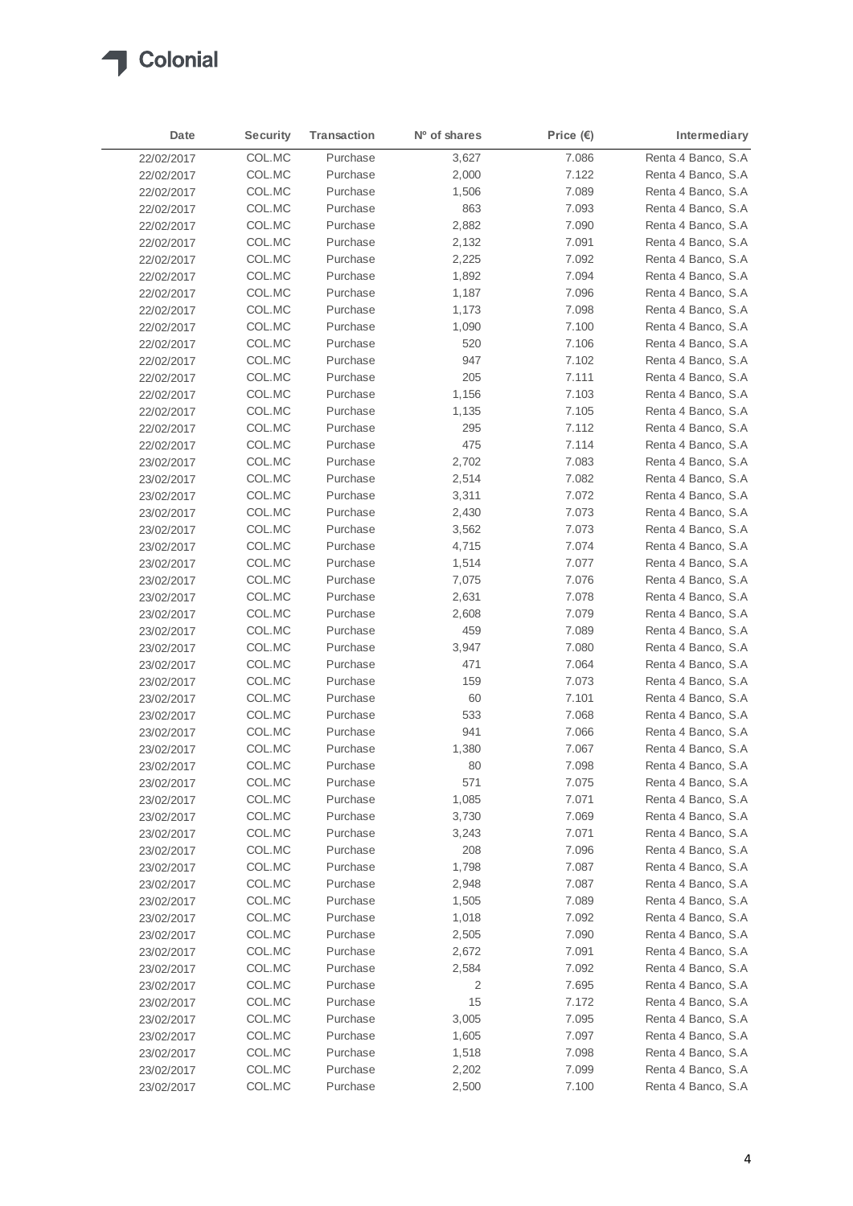| Date | Security | Transaction | Nº of shares | Price (€) | Intermediary |
|---|---|---|---|---|---|
| 22/02/2017 | COL.MC | Purchase | 3,627 | 7.086 | Renta 4 Banco, S.A |
| 22/02/2017 | COL.MC | Purchase | 2,000 | 7.122 | Renta 4 Banco, S.A |
| 22/02/2017 | COL.MC | Purchase | 1,506 | 7.089 | Renta 4 Banco, S.A |
| 22/02/2017 | COL.MC | Purchase | 863 | 7.093 | Renta 4 Banco, S.A |
| 22/02/2017 | COL.MC | Purchase | 2,882 | 7.090 | Renta 4 Banco, S.A |
| 22/02/2017 | COL.MC | Purchase | 2,132 | 7.091 | Renta 4 Banco, S.A |
| 22/02/2017 | COL.MC | Purchase | 2,225 | 7.092 | Renta 4 Banco, S.A |
| 22/02/2017 | COL.MC | Purchase | 1,892 | 7.094 | Renta 4 Banco, S.A |
| 22/02/2017 | COL.MC | Purchase | 1,187 | 7.096 | Renta 4 Banco, S.A |
| 22/02/2017 | COL.MC | Purchase | 1,173 | 7.098 | Renta 4 Banco, S.A |
| 22/02/2017 | COL.MC | Purchase | 1,090 | 7.100 | Renta 4 Banco, S.A |
| 22/02/2017 | COL.MC | Purchase | 520 | 7.106 | Renta 4 Banco, S.A |
| 22/02/2017 | COL.MC | Purchase | 947 | 7.102 | Renta 4 Banco, S.A |
| 22/02/2017 | COL.MC | Purchase | 205 | 7.111 | Renta 4 Banco, S.A |
| 22/02/2017 | COL.MC | Purchase | 1,156 | 7.103 | Renta 4 Banco, S.A |
| 22/02/2017 | COL.MC | Purchase | 1,135 | 7.105 | Renta 4 Banco, S.A |
| 22/02/2017 | COL.MC | Purchase | 295 | 7.112 | Renta 4 Banco, S.A |
| 22/02/2017 | COL.MC | Purchase | 475 | 7.114 | Renta 4 Banco, S.A |
| 23/02/2017 | COL.MC | Purchase | 2,702 | 7.083 | Renta 4 Banco, S.A |
| 23/02/2017 | COL.MC | Purchase | 2,514 | 7.082 | Renta 4 Banco, S.A |
| 23/02/2017 | COL.MC | Purchase | 3,311 | 7.072 | Renta 4 Banco, S.A |
| 23/02/2017 | COL.MC | Purchase | 2,430 | 7.073 | Renta 4 Banco, S.A |
| 23/02/2017 | COL.MC | Purchase | 3,562 | 7.073 | Renta 4 Banco, S.A |
| 23/02/2017 | COL.MC | Purchase | 4,715 | 7.074 | Renta 4 Banco, S.A |
| 23/02/2017 | COL.MC | Purchase | 1,514 | 7.077 | Renta 4 Banco, S.A |
| 23/02/2017 | COL.MC | Purchase | 7,075 | 7.076 | Renta 4 Banco, S.A |
| 23/02/2017 | COL.MC | Purchase | 2,631 | 7.078 | Renta 4 Banco, S.A |
| 23/02/2017 | COL.MC | Purchase | 2,608 | 7.079 | Renta 4 Banco, S.A |
| 23/02/2017 | COL.MC | Purchase | 459 | 7.089 | Renta 4 Banco, S.A |
| 23/02/2017 | COL.MC | Purchase | 3,947 | 7.080 | Renta 4 Banco, S.A |
| 23/02/2017 | COL.MC | Purchase | 471 | 7.064 | Renta 4 Banco, S.A |
| 23/02/2017 | COL.MC | Purchase | 159 | 7.073 | Renta 4 Banco, S.A |
| 23/02/2017 | COL.MC | Purchase | 60 | 7.101 | Renta 4 Banco, S.A |
| 23/02/2017 | COL.MC | Purchase | 533 | 7.068 | Renta 4 Banco, S.A |
| 23/02/2017 | COL.MC | Purchase | 941 | 7.066 | Renta 4 Banco, S.A |
| 23/02/2017 | COL.MC | Purchase | 1,380 | 7.067 | Renta 4 Banco, S.A |
| 23/02/2017 | COL.MC | Purchase | 80 | 7.098 | Renta 4 Banco, S.A |
| 23/02/2017 | COL.MC | Purchase | 571 | 7.075 | Renta 4 Banco, S.A |
| 23/02/2017 | COL.MC | Purchase | 1,085 | 7.071 | Renta 4 Banco, S.A |
| 23/02/2017 | COL.MC | Purchase | 3,730 | 7.069 | Renta 4 Banco, S.A |
| 23/02/2017 | COL.MC | Purchase | 3,243 | 7.071 | Renta 4 Banco, S.A |
| 23/02/2017 | COL.MC | Purchase | 208 | 7.096 | Renta 4 Banco, S.A |
| 23/02/2017 | COL.MC | Purchase | 1,798 | 7.087 | Renta 4 Banco, S.A |
| 23/02/2017 | COL.MC | Purchase | 2,948 | 7.087 | Renta 4 Banco, S.A |
| 23/02/2017 | COL.MC | Purchase | 1,505 | 7.089 | Renta 4 Banco, S.A |
| 23/02/2017 | COL.MC | Purchase | 1,018 | 7.092 | Renta 4 Banco, S.A |
| 23/02/2017 | COL.MC | Purchase | 2,505 | 7.090 | Renta 4 Banco, S.A |
| 23/02/2017 | COL.MC | Purchase | 2,672 | 7.091 | Renta 4 Banco, S.A |
| 23/02/2017 | COL.MC | Purchase | 2,584 | 7.092 | Renta 4 Banco, S.A |
| 23/02/2017 | COL.MC | Purchase | 2 | 7.695 | Renta 4 Banco, S.A |
| 23/02/2017 | COL.MC | Purchase | 15 | 7.172 | Renta 4 Banco, S.A |
| 23/02/2017 | COL.MC | Purchase | 3,005 | 7.095 | Renta 4 Banco, S.A |
| 23/02/2017 | COL.MC | Purchase | 1,605 | 7.097 | Renta 4 Banco, S.A |
| 23/02/2017 | COL.MC | Purchase | 1,518 | 7.098 | Renta 4 Banco, S.A |
| 23/02/2017 | COL.MC | Purchase | 2,202 | 7.099 | Renta 4 Banco, S.A |
| 23/02/2017 | COL.MC | Purchase | 2,500 | 7.100 | Renta 4 Banco, S.A |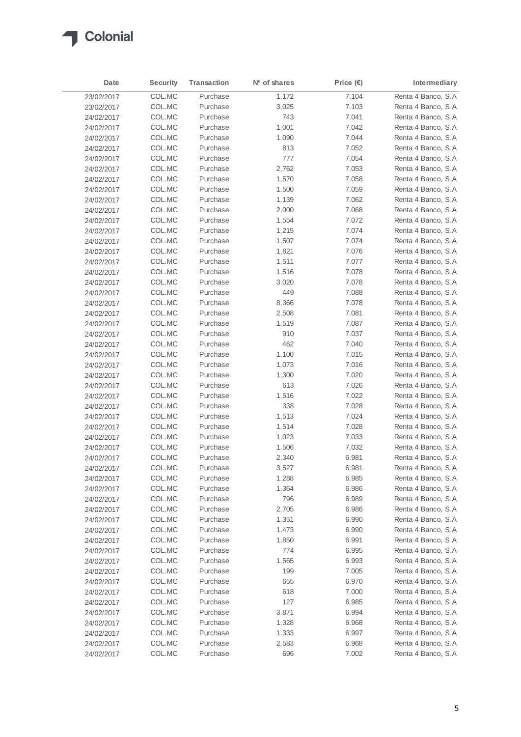| Date | Security | Transaction | Nº of shares | Price (€) | Intermediary |
|---|---|---|---|---|---|
| 23/02/2017 | COL.MC | Purchase | 1,172 | 7.104 | Renta 4 Banco, S.A |
| 23/02/2017 | COL.MC | Purchase | 3,025 | 7.103 | Renta 4 Banco, S.A |
| 24/02/2017 | COL.MC | Purchase | 743 | 7.041 | Renta 4 Banco, S.A |
| 24/02/2017 | COL.MC | Purchase | 1,001 | 7.042 | Renta 4 Banco, S.A |
| 24/02/2017 | COL.MC | Purchase | 1,090 | 7.044 | Renta 4 Banco, S.A |
| 24/02/2017 | COL.MC | Purchase | 813 | 7.052 | Renta 4 Banco, S.A |
| 24/02/2017 | COL.MC | Purchase | 777 | 7.054 | Renta 4 Banco, S.A |
| 24/02/2017 | COL.MC | Purchase | 2,762 | 7.053 | Renta 4 Banco, S.A |
| 24/02/2017 | COL.MC | Purchase | 1,570 | 7.058 | Renta 4 Banco, S.A |
| 24/02/2017 | COL.MC | Purchase | 1,500 | 7.059 | Renta 4 Banco, S.A |
| 24/02/2017 | COL.MC | Purchase | 1,139 | 7.062 | Renta 4 Banco, S.A |
| 24/02/2017 | COL.MC | Purchase | 2,000 | 7.068 | Renta 4 Banco, S.A |
| 24/02/2017 | COL.MC | Purchase | 1,554 | 7.072 | Renta 4 Banco, S.A |
| 24/02/2017 | COL.MC | Purchase | 1,215 | 7.074 | Renta 4 Banco, S.A |
| 24/02/2017 | COL.MC | Purchase | 1,507 | 7.074 | Renta 4 Banco, S.A |
| 24/02/2017 | COL.MC | Purchase | 1,821 | 7.076 | Renta 4 Banco, S.A |
| 24/02/2017 | COL.MC | Purchase | 1,511 | 7.077 | Renta 4 Banco, S.A |
| 24/02/2017 | COL.MC | Purchase | 1,516 | 7.078 | Renta 4 Banco, S.A |
| 24/02/2017 | COL.MC | Purchase | 3,020 | 7.078 | Renta 4 Banco, S.A |
| 24/02/2017 | COL.MC | Purchase | 449 | 7.088 | Renta 4 Banco, S.A |
| 24/02/2017 | COL.MC | Purchase | 8,366 | 7.078 | Renta 4 Banco, S.A |
| 24/02/2017 | COL.MC | Purchase | 2,508 | 7.081 | Renta 4 Banco, S.A |
| 24/02/2017 | COL.MC | Purchase | 1,519 | 7.087 | Renta 4 Banco, S.A |
| 24/02/2017 | COL.MC | Purchase | 910 | 7.037 | Renta 4 Banco, S.A |
| 24/02/2017 | COL.MC | Purchase | 462 | 7.040 | Renta 4 Banco, S.A |
| 24/02/2017 | COL.MC | Purchase | 1,100 | 7.015 | Renta 4 Banco, S.A |
| 24/02/2017 | COL.MC | Purchase | 1,073 | 7.016 | Renta 4 Banco, S.A |
| 24/02/2017 | COL.MC | Purchase | 1,300 | 7.020 | Renta 4 Banco, S.A |
| 24/02/2017 | COL.MC | Purchase | 613 | 7.026 | Renta 4 Banco, S.A |
| 24/02/2017 | COL.MC | Purchase | 1,516 | 7.022 | Renta 4 Banco, S.A |
| 24/02/2017 | COL.MC | Purchase | 338 | 7.028 | Renta 4 Banco, S.A |
| 24/02/2017 | COL.MC | Purchase | 1,513 | 7.024 | Renta 4 Banco, S.A |
| 24/02/2017 | COL.MC | Purchase | 1,514 | 7.028 | Renta 4 Banco, S.A |
| 24/02/2017 | COL.MC | Purchase | 1,023 | 7.033 | Renta 4 Banco, S.A |
| 24/02/2017 | COL.MC | Purchase | 1,506 | 7.032 | Renta 4 Banco, S.A |
| 24/02/2017 | COL.MC | Purchase | 2,340 | 6.981 | Renta 4 Banco, S.A |
| 24/02/2017 | COL.MC | Purchase | 3,527 | 6.981 | Renta 4 Banco, S.A |
| 24/02/2017 | COL.MC | Purchase | 1,288 | 6.985 | Renta 4 Banco, S.A |
| 24/02/2017 | COL.MC | Purchase | 1,364 | 6.986 | Renta 4 Banco, S.A |
| 24/02/2017 | COL.MC | Purchase | 796 | 6.989 | Renta 4 Banco, S.A |
| 24/02/2017 | COL.MC | Purchase | 2,705 | 6.986 | Renta 4 Banco, S.A |
| 24/02/2017 | COL.MC | Purchase | 1,351 | 6.990 | Renta 4 Banco, S.A |
| 24/02/2017 | COL.MC | Purchase | 1,473 | 6.990 | Renta 4 Banco, S.A |
| 24/02/2017 | COL.MC | Purchase | 1,850 | 6.991 | Renta 4 Banco, S.A |
| 24/02/2017 | COL.MC | Purchase | 774 | 6.995 | Renta 4 Banco, S.A |
| 24/02/2017 | COL.MC | Purchase | 1,565 | 6.993 | Renta 4 Banco, S.A |
| 24/02/2017 | COL.MC | Purchase | 199 | 7.005 | Renta 4 Banco, S.A |
| 24/02/2017 | COL.MC | Purchase | 655 | 6.970 | Renta 4 Banco, S.A |
| 24/02/2017 | COL.MC | Purchase | 618 | 7.000 | Renta 4 Banco, S.A |
| 24/02/2017 | COL.MC | Purchase | 127 | 6.985 | Renta 4 Banco, S.A |
| 24/02/2017 | COL.MC | Purchase | 3,871 | 6.994 | Renta 4 Banco, S.A |
| 24/02/2017 | COL.MC | Purchase | 1,328 | 6.968 | Renta 4 Banco, S.A |
| 24/02/2017 | COL.MC | Purchase | 1,333 | 6.997 | Renta 4 Banco, S.A |
| 24/02/2017 | COL.MC | Purchase | 2,583 | 6.968 | Renta 4 Banco, S.A |
| 24/02/2017 | COL.MC | Purchase | 696 | 7.002 | Renta 4 Banco, S.A |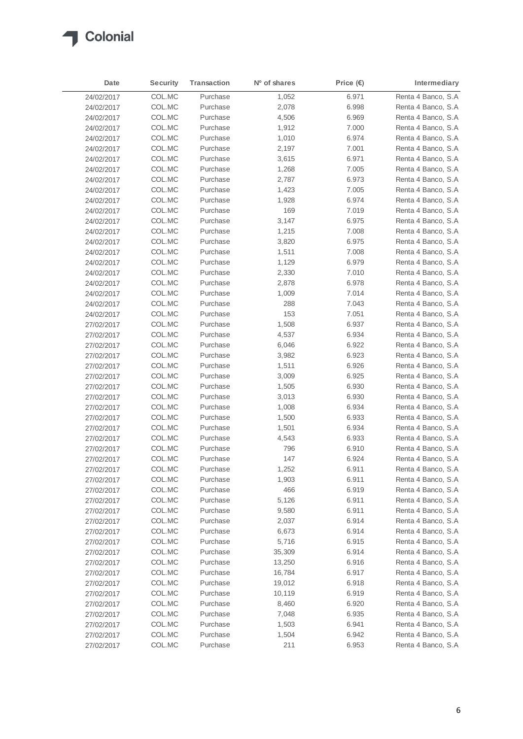| Date | Security | Transaction | Nº of shares | Price (€) | Intermediary |
|---|---|---|---|---|---|
| 24/02/2017 | COL.MC | Purchase | 1,052 | 6.971 | Renta 4 Banco, S.A |
| 24/02/2017 | COL.MC | Purchase | 2,078 | 6.998 | Renta 4 Banco, S.A |
| 24/02/2017 | COL.MC | Purchase | 4,506 | 6.969 | Renta 4 Banco, S.A |
| 24/02/2017 | COL.MC | Purchase | 1,912 | 7.000 | Renta 4 Banco, S.A |
| 24/02/2017 | COL.MC | Purchase | 1,010 | 6.974 | Renta 4 Banco, S.A |
| 24/02/2017 | COL.MC | Purchase | 2,197 | 7.001 | Renta 4 Banco, S.A |
| 24/02/2017 | COL.MC | Purchase | 3,615 | 6.971 | Renta 4 Banco, S.A |
| 24/02/2017 | COL.MC | Purchase | 1,268 | 7.005 | Renta 4 Banco, S.A |
| 24/02/2017 | COL.MC | Purchase | 2,787 | 6.973 | Renta 4 Banco, S.A |
| 24/02/2017 | COL.MC | Purchase | 1,423 | 7.005 | Renta 4 Banco, S.A |
| 24/02/2017 | COL.MC | Purchase | 1,928 | 6.974 | Renta 4 Banco, S.A |
| 24/02/2017 | COL.MC | Purchase | 169 | 7.019 | Renta 4 Banco, S.A |
| 24/02/2017 | COL.MC | Purchase | 3,147 | 6.975 | Renta 4 Banco, S.A |
| 24/02/2017 | COL.MC | Purchase | 1,215 | 7.008 | Renta 4 Banco, S.A |
| 24/02/2017 | COL.MC | Purchase | 3,820 | 6.975 | Renta 4 Banco, S.A |
| 24/02/2017 | COL.MC | Purchase | 1,511 | 7.008 | Renta 4 Banco, S.A |
| 24/02/2017 | COL.MC | Purchase | 1,129 | 6.979 | Renta 4 Banco, S.A |
| 24/02/2017 | COL.MC | Purchase | 2,330 | 7.010 | Renta 4 Banco, S.A |
| 24/02/2017 | COL.MC | Purchase | 2,878 | 6.978 | Renta 4 Banco, S.A |
| 24/02/2017 | COL.MC | Purchase | 1,009 | 7.014 | Renta 4 Banco, S.A |
| 24/02/2017 | COL.MC | Purchase | 288 | 7.043 | Renta 4 Banco, S.A |
| 24/02/2017 | COL.MC | Purchase | 153 | 7.051 | Renta 4 Banco, S.A |
| 27/02/2017 | COL.MC | Purchase | 1,508 | 6.937 | Renta 4 Banco, S.A |
| 27/02/2017 | COL.MC | Purchase | 4,537 | 6.934 | Renta 4 Banco, S.A |
| 27/02/2017 | COL.MC | Purchase | 6,046 | 6.922 | Renta 4 Banco, S.A |
| 27/02/2017 | COL.MC | Purchase | 3,982 | 6.923 | Renta 4 Banco, S.A |
| 27/02/2017 | COL.MC | Purchase | 1,511 | 6.926 | Renta 4 Banco, S.A |
| 27/02/2017 | COL.MC | Purchase | 3,009 | 6.925 | Renta 4 Banco, S.A |
| 27/02/2017 | COL.MC | Purchase | 1,505 | 6.930 | Renta 4 Banco, S.A |
| 27/02/2017 | COL.MC | Purchase | 3,013 | 6.930 | Renta 4 Banco, S.A |
| 27/02/2017 | COL.MC | Purchase | 1,008 | 6.934 | Renta 4 Banco, S.A |
| 27/02/2017 | COL.MC | Purchase | 1,500 | 6.933 | Renta 4 Banco, S.A |
| 27/02/2017 | COL.MC | Purchase | 1,501 | 6.934 | Renta 4 Banco, S.A |
| 27/02/2017 | COL.MC | Purchase | 4,543 | 6.933 | Renta 4 Banco, S.A |
| 27/02/2017 | COL.MC | Purchase | 796 | 6.910 | Renta 4 Banco, S.A |
| 27/02/2017 | COL.MC | Purchase | 147 | 6.924 | Renta 4 Banco, S.A |
| 27/02/2017 | COL.MC | Purchase | 1,252 | 6.911 | Renta 4 Banco, S.A |
| 27/02/2017 | COL.MC | Purchase | 1,903 | 6.911 | Renta 4 Banco, S.A |
| 27/02/2017 | COL.MC | Purchase | 466 | 6.919 | Renta 4 Banco, S.A |
| 27/02/2017 | COL.MC | Purchase | 5,126 | 6.911 | Renta 4 Banco, S.A |
| 27/02/2017 | COL.MC | Purchase | 9,580 | 6.911 | Renta 4 Banco, S.A |
| 27/02/2017 | COL.MC | Purchase | 2,037 | 6.914 | Renta 4 Banco, S.A |
| 27/02/2017 | COL.MC | Purchase | 6,673 | 6.914 | Renta 4 Banco, S.A |
| 27/02/2017 | COL.MC | Purchase | 5,716 | 6.915 | Renta 4 Banco, S.A |
| 27/02/2017 | COL.MC | Purchase | 35,309 | 6.914 | Renta 4 Banco, S.A |
| 27/02/2017 | COL.MC | Purchase | 13,250 | 6.916 | Renta 4 Banco, S.A |
| 27/02/2017 | COL.MC | Purchase | 16,784 | 6.917 | Renta 4 Banco, S.A |
| 27/02/2017 | COL.MC | Purchase | 19,012 | 6.918 | Renta 4 Banco, S.A |
| 27/02/2017 | COL.MC | Purchase | 10,119 | 6.919 | Renta 4 Banco, S.A |
| 27/02/2017 | COL.MC | Purchase | 8,460 | 6.920 | Renta 4 Banco, S.A |
| 27/02/2017 | COL.MC | Purchase | 7,048 | 6.935 | Renta 4 Banco, S.A |
| 27/02/2017 | COL.MC | Purchase | 1,503 | 6.941 | Renta 4 Banco, S.A |
| 27/02/2017 | COL.MC | Purchase | 1,504 | 6.942 | Renta 4 Banco, S.A |
| 27/02/2017 | COL.MC | Purchase | 211 | 6.953 | Renta 4 Banco, S.A |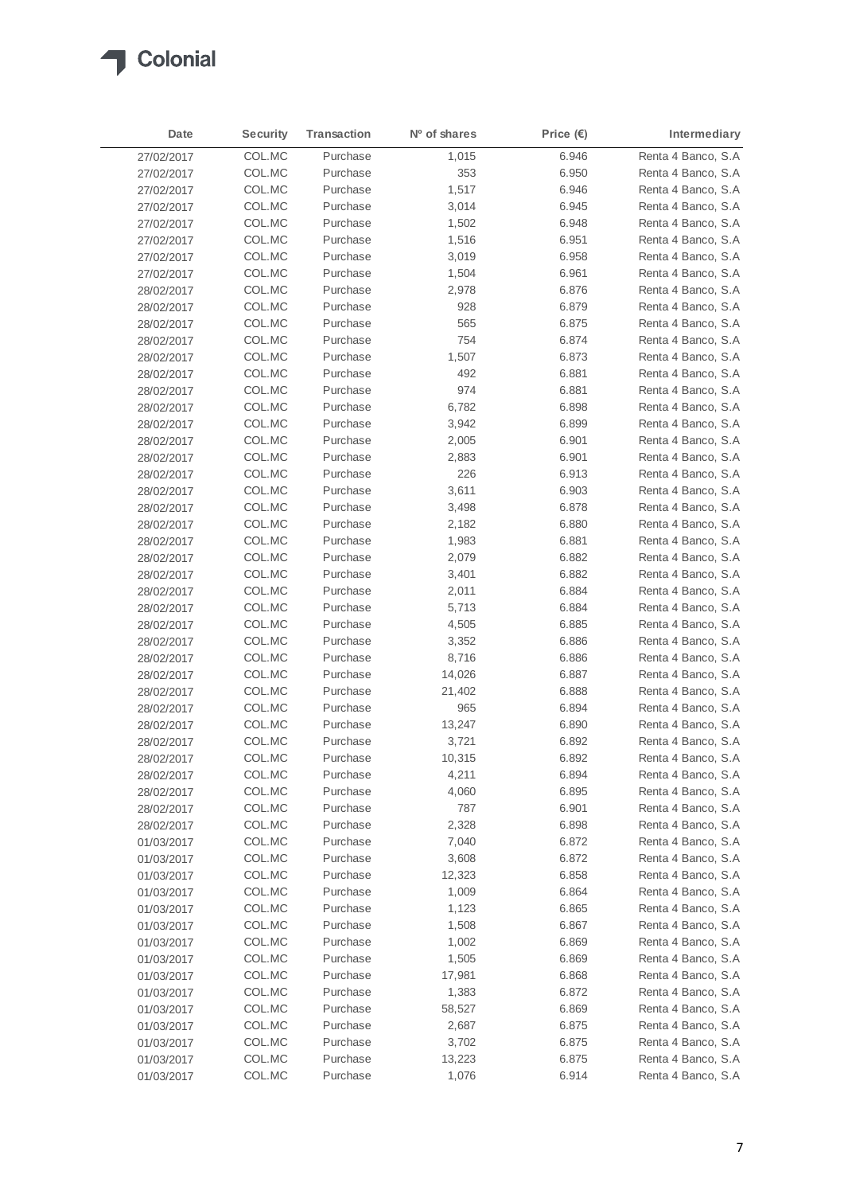| Date | Security | Transaction | Nº of shares | Price (€) | Intermediary |
|---|---|---|---|---|---|
| 27/02/2017 | COL.MC | Purchase | 1,015 | 6.946 | Renta 4 Banco, S.A |
| 27/02/2017 | COL.MC | Purchase | 353 | 6.950 | Renta 4 Banco, S.A |
| 27/02/2017 | COL.MC | Purchase | 1,517 | 6.946 | Renta 4 Banco, S.A |
| 27/02/2017 | COL.MC | Purchase | 3,014 | 6.945 | Renta 4 Banco, S.A |
| 27/02/2017 | COL.MC | Purchase | 1,502 | 6.948 | Renta 4 Banco, S.A |
| 27/02/2017 | COL.MC | Purchase | 1,516 | 6.951 | Renta 4 Banco, S.A |
| 27/02/2017 | COL.MC | Purchase | 3,019 | 6.958 | Renta 4 Banco, S.A |
| 27/02/2017 | COL.MC | Purchase | 1,504 | 6.961 | Renta 4 Banco, S.A |
| 28/02/2017 | COL.MC | Purchase | 2,978 | 6.876 | Renta 4 Banco, S.A |
| 28/02/2017 | COL.MC | Purchase | 928 | 6.879 | Renta 4 Banco, S.A |
| 28/02/2017 | COL.MC | Purchase | 565 | 6.875 | Renta 4 Banco, S.A |
| 28/02/2017 | COL.MC | Purchase | 754 | 6.874 | Renta 4 Banco, S.A |
| 28/02/2017 | COL.MC | Purchase | 1,507 | 6.873 | Renta 4 Banco, S.A |
| 28/02/2017 | COL.MC | Purchase | 492 | 6.881 | Renta 4 Banco, S.A |
| 28/02/2017 | COL.MC | Purchase | 974 | 6.881 | Renta 4 Banco, S.A |
| 28/02/2017 | COL.MC | Purchase | 6,782 | 6.898 | Renta 4 Banco, S.A |
| 28/02/2017 | COL.MC | Purchase | 3,942 | 6.899 | Renta 4 Banco, S.A |
| 28/02/2017 | COL.MC | Purchase | 2,005 | 6.901 | Renta 4 Banco, S.A |
| 28/02/2017 | COL.MC | Purchase | 2,883 | 6.901 | Renta 4 Banco, S.A |
| 28/02/2017 | COL.MC | Purchase | 226 | 6.913 | Renta 4 Banco, S.A |
| 28/02/2017 | COL.MC | Purchase | 3,611 | 6.903 | Renta 4 Banco, S.A |
| 28/02/2017 | COL.MC | Purchase | 3,498 | 6.878 | Renta 4 Banco, S.A |
| 28/02/2017 | COL.MC | Purchase | 2,182 | 6.880 | Renta 4 Banco, S.A |
| 28/02/2017 | COL.MC | Purchase | 1,983 | 6.881 | Renta 4 Banco, S.A |
| 28/02/2017 | COL.MC | Purchase | 2,079 | 6.882 | Renta 4 Banco, S.A |
| 28/02/2017 | COL.MC | Purchase | 3,401 | 6.882 | Renta 4 Banco, S.A |
| 28/02/2017 | COL.MC | Purchase | 2,011 | 6.884 | Renta 4 Banco, S.A |
| 28/02/2017 | COL.MC | Purchase | 5,713 | 6.884 | Renta 4 Banco, S.A |
| 28/02/2017 | COL.MC | Purchase | 4,505 | 6.885 | Renta 4 Banco, S.A |
| 28/02/2017 | COL.MC | Purchase | 3,352 | 6.886 | Renta 4 Banco, S.A |
| 28/02/2017 | COL.MC | Purchase | 8,716 | 6.886 | Renta 4 Banco, S.A |
| 28/02/2017 | COL.MC | Purchase | 14,026 | 6.887 | Renta 4 Banco, S.A |
| 28/02/2017 | COL.MC | Purchase | 21,402 | 6.888 | Renta 4 Banco, S.A |
| 28/02/2017 | COL.MC | Purchase | 965 | 6.894 | Renta 4 Banco, S.A |
| 28/02/2017 | COL.MC | Purchase | 13,247 | 6.890 | Renta 4 Banco, S.A |
| 28/02/2017 | COL.MC | Purchase | 3,721 | 6.892 | Renta 4 Banco, S.A |
| 28/02/2017 | COL.MC | Purchase | 10,315 | 6.892 | Renta 4 Banco, S.A |
| 28/02/2017 | COL.MC | Purchase | 4,211 | 6.894 | Renta 4 Banco, S.A |
| 28/02/2017 | COL.MC | Purchase | 4,060 | 6.895 | Renta 4 Banco, S.A |
| 28/02/2017 | COL.MC | Purchase | 787 | 6.901 | Renta 4 Banco, S.A |
| 28/02/2017 | COL.MC | Purchase | 2,328 | 6.898 | Renta 4 Banco, S.A |
| 01/03/2017 | COL.MC | Purchase | 7,040 | 6.872 | Renta 4 Banco, S.A |
| 01/03/2017 | COL.MC | Purchase | 3,608 | 6.872 | Renta 4 Banco, S.A |
| 01/03/2017 | COL.MC | Purchase | 12,323 | 6.858 | Renta 4 Banco, S.A |
| 01/03/2017 | COL.MC | Purchase | 1,009 | 6.864 | Renta 4 Banco, S.A |
| 01/03/2017 | COL.MC | Purchase | 1,123 | 6.865 | Renta 4 Banco, S.A |
| 01/03/2017 | COL.MC | Purchase | 1,508 | 6.867 | Renta 4 Banco, S.A |
| 01/03/2017 | COL.MC | Purchase | 1,002 | 6.869 | Renta 4 Banco, S.A |
| 01/03/2017 | COL.MC | Purchase | 1,505 | 6.869 | Renta 4 Banco, S.A |
| 01/03/2017 | COL.MC | Purchase | 17,981 | 6.868 | Renta 4 Banco, S.A |
| 01/03/2017 | COL.MC | Purchase | 1,383 | 6.872 | Renta 4 Banco, S.A |
| 01/03/2017 | COL.MC | Purchase | 58,527 | 6.869 | Renta 4 Banco, S.A |
| 01/03/2017 | COL.MC | Purchase | 2,687 | 6.875 | Renta 4 Banco, S.A |
| 01/03/2017 | COL.MC | Purchase | 3,702 | 6.875 | Renta 4 Banco, S.A |
| 01/03/2017 | COL.MC | Purchase | 13,223 | 6.875 | Renta 4 Banco, S.A |
| 01/03/2017 | COL.MC | Purchase | 1,076 | 6.914 | Renta 4 Banco, S.A |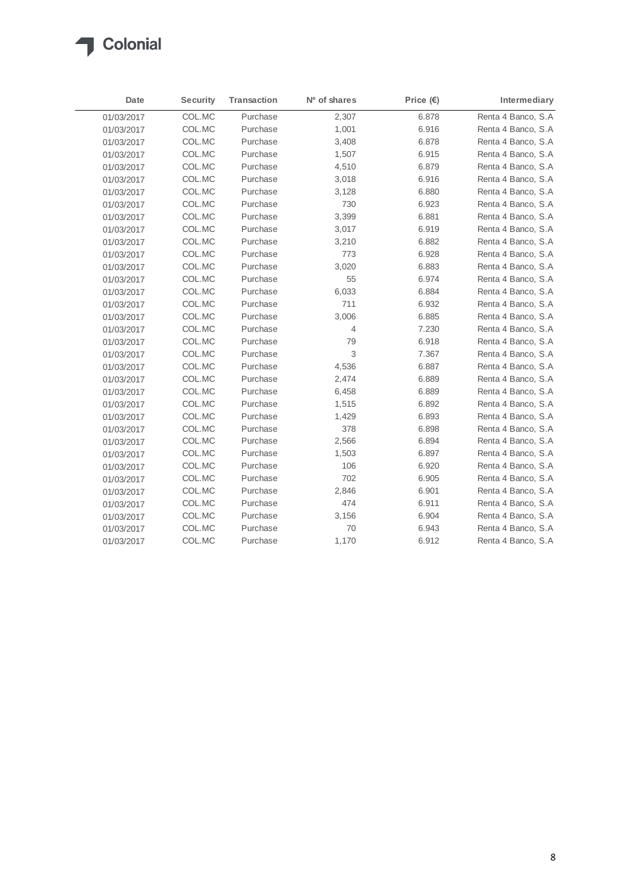| Date | Security | Transaction | Nº of shares | Price (€) | Intermediary |
|---|---|---|---|---|---|
| 01/03/2017 | COL.MC | Purchase | 2,307 | 6.878 | Renta 4 Banco, S.A |
| 01/03/2017 | COL.MC | Purchase | 1,001 | 6.916 | Renta 4 Banco, S.A |
| 01/03/2017 | COL.MC | Purchase | 3,408 | 6.878 | Renta 4 Banco, S.A |
| 01/03/2017 | COL.MC | Purchase | 1,507 | 6.915 | Renta 4 Banco, S.A |
| 01/03/2017 | COL.MC | Purchase | 4,510 | 6.879 | Renta 4 Banco, S.A |
| 01/03/2017 | COL.MC | Purchase | 3,018 | 6.916 | Renta 4 Banco, S.A |
| 01/03/2017 | COL.MC | Purchase | 3,128 | 6.880 | Renta 4 Banco, S.A |
| 01/03/2017 | COL.MC | Purchase | 730 | 6.923 | Renta 4 Banco, S.A |
| 01/03/2017 | COL.MC | Purchase | 3,399 | 6.881 | Renta 4 Banco, S.A |
| 01/03/2017 | COL.MC | Purchase | 3,017 | 6.919 | Renta 4 Banco, S.A |
| 01/03/2017 | COL.MC | Purchase | 3,210 | 6.882 | Renta 4 Banco, S.A |
| 01/03/2017 | COL.MC | Purchase | 773 | 6.928 | Renta 4 Banco, S.A |
| 01/03/2017 | COL.MC | Purchase | 3,020 | 6.883 | Renta 4 Banco, S.A |
| 01/03/2017 | COL.MC | Purchase | 55 | 6.974 | Renta 4 Banco, S.A |
| 01/03/2017 | COL.MC | Purchase | 6,033 | 6.884 | Renta 4 Banco, S.A |
| 01/03/2017 | COL.MC | Purchase | 711 | 6.932 | Renta 4 Banco, S.A |
| 01/03/2017 | COL.MC | Purchase | 3,006 | 6.885 | Renta 4 Banco, S.A |
| 01/03/2017 | COL.MC | Purchase | 4 | 7.230 | Renta 4 Banco, S.A |
| 01/03/2017 | COL.MC | Purchase | 79 | 6.918 | Renta 4 Banco, S.A |
| 01/03/2017 | COL.MC | Purchase | 3 | 7.367 | Renta 4 Banco, S.A |
| 01/03/2017 | COL.MC | Purchase | 4,536 | 6.887 | Renta 4 Banco, S.A |
| 01/03/2017 | COL.MC | Purchase | 2,474 | 6.889 | Renta 4 Banco, S.A |
| 01/03/2017 | COL.MC | Purchase | 6,458 | 6.889 | Renta 4 Banco, S.A |
| 01/03/2017 | COL.MC | Purchase | 1,515 | 6.892 | Renta 4 Banco, S.A |
| 01/03/2017 | COL.MC | Purchase | 1,429 | 6.893 | Renta 4 Banco, S.A |
| 01/03/2017 | COL.MC | Purchase | 378 | 6.898 | Renta 4 Banco, S.A |
| 01/03/2017 | COL.MC | Purchase | 2,566 | 6.894 | Renta 4 Banco, S.A |
| 01/03/2017 | COL.MC | Purchase | 1,503 | 6.897 | Renta 4 Banco, S.A |
| 01/03/2017 | COL.MC | Purchase | 106 | 6.920 | Renta 4 Banco, S.A |
| 01/03/2017 | COL.MC | Purchase | 702 | 6.905 | Renta 4 Banco, S.A |
| 01/03/2017 | COL.MC | Purchase | 2,846 | 6.901 | Renta 4 Banco, S.A |
| 01/03/2017 | COL.MC | Purchase | 474 | 6.911 | Renta 4 Banco, S.A |
| 01/03/2017 | COL.MC | Purchase | 3,156 | 6.904 | Renta 4 Banco, S.A |
| 01/03/2017 | COL.MC | Purchase | 70 | 6.943 | Renta 4 Banco, S.A |
| 01/03/2017 | COL.MC | Purchase | 1,170 | 6.912 | Renta 4 Banco, S.A |